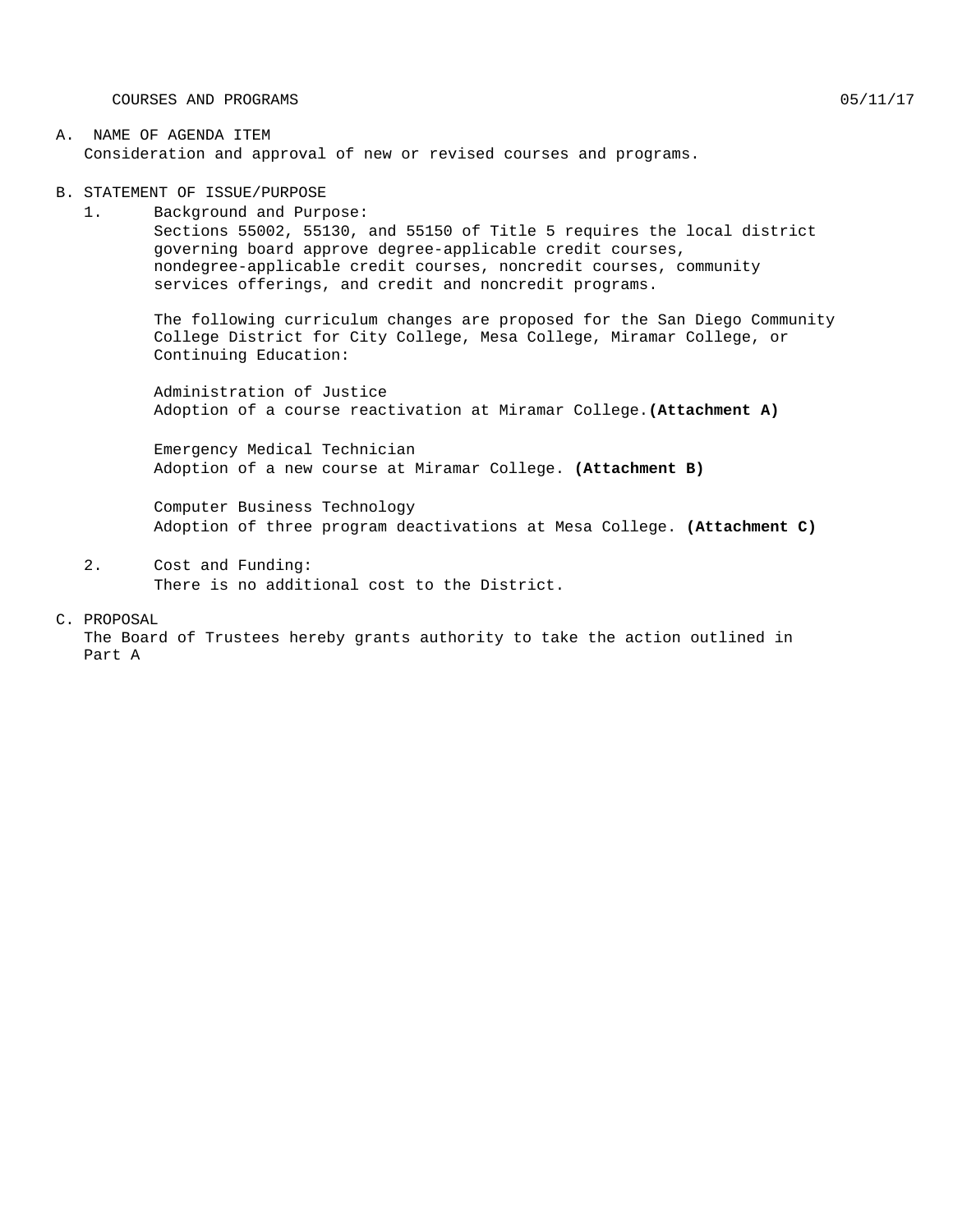COURSES AND PROGRAMS 05/11/17

A. NAME OF AGENDA ITEM

Consideration and approval of new or revised courses and programs.

B. STATEMENT OF ISSUE/PURPOSE

1. Background and Purpose:

   Sections 55002, 55130, and 55150 of Title 5 requires the local district governing board approve degree-applicable credit courses, nondegree-applicable credit courses, noncredit courses, community services offerings, and credit and noncredit programs.

   The following curriculum changes are proposed for the San Diego Community College District for City College, Mesa College, Miramar College, or Continuing Education:

   Administration of Justice
   Adoption of a course reactivation at Miramar College.**(Attachment A)**

   Emergency Medical Technician
   Adoption of a new course at Miramar College. **(Attachment B)**

   Computer Business Technology
   Adoption of three program deactivations at Mesa College. **(Attachment C)**

2. Cost and Funding:

   There is no additional cost to the District.

C. PROPOSAL

The Board of Trustees hereby grants authority to take the action outlined in Part A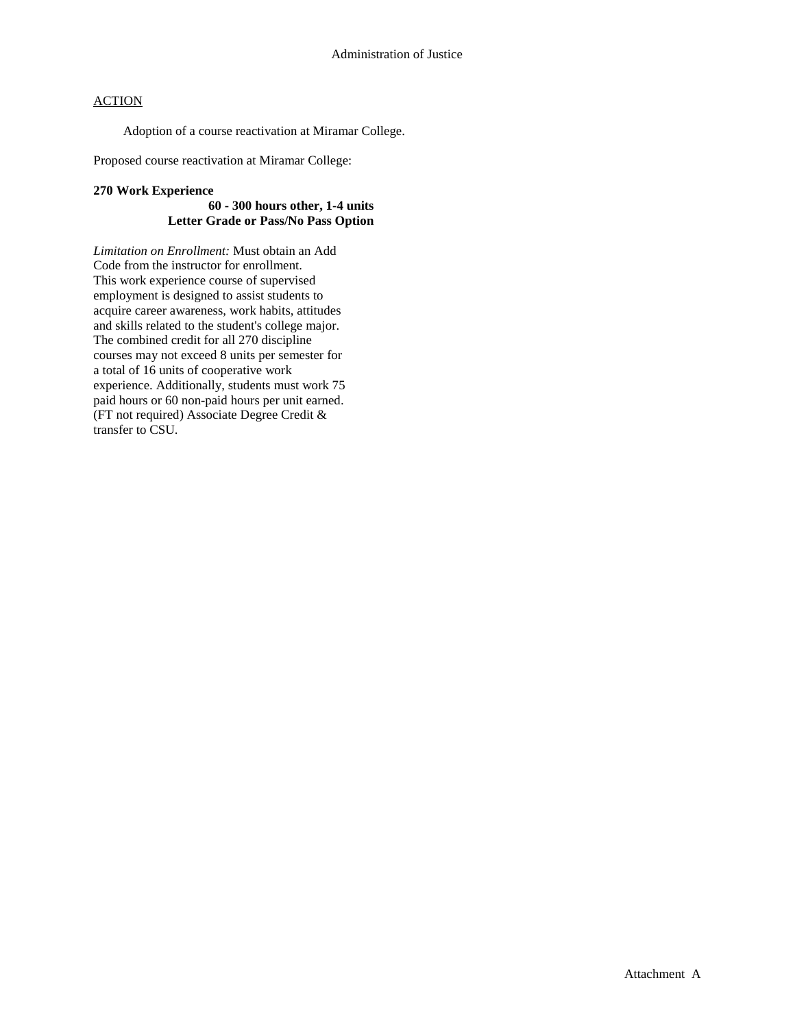Administration of Justice

ACTION

Adoption of a course reactivation at Miramar College.

Proposed course reactivation at Miramar College:

**270 Work Experience**

**60 - 300 hours other, 1-4 units**
**Letter Grade or Pass/No Pass Option**

*Limitation on Enrollment:* Must obtain an Add Code from the instructor for enrollment. This work experience course of supervised employment is designed to assist students to acquire career awareness, work habits, attitudes and skills related to the student's college major. The combined credit for all 270 discipline courses may not exceed 8 units per semester for a total of 16 units of cooperative work experience. Additionally, students must work 75 paid hours or 60 non-paid hours per unit earned. (FT not required) Associate Degree Credit & transfer to CSU.

Attachment A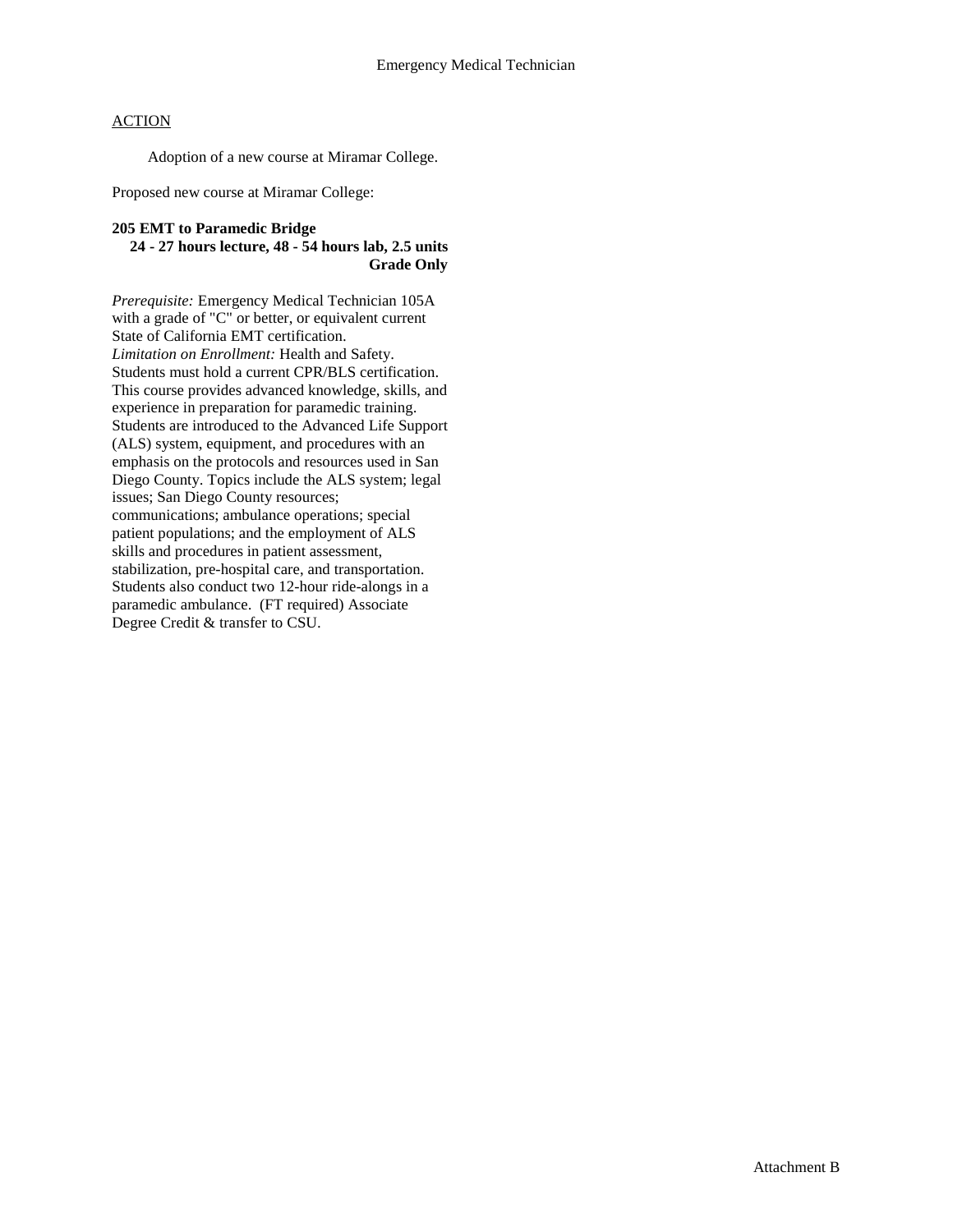Emergency Medical Technician

ACTION

Adoption of a new course at Miramar College.

Proposed new course at Miramar College:

**205 EMT to Paramedic Bridge**
**24 - 27 hours lecture, 48 - 54 hours lab, 2.5 units**
**Grade Only**

*Prerequisite:* Emergency Medical Technician 105A with a grade of "C" or better, or equivalent current State of California EMT certification.
*Limitation on Enrollment:* Health and Safety. Students must hold a current CPR/BLS certification. This course provides advanced knowledge, skills, and experience in preparation for paramedic training. Students are introduced to the Advanced Life Support (ALS) system, equipment, and procedures with an emphasis on the protocols and resources used in San Diego County. Topics include the ALS system; legal issues; San Diego County resources; communications; ambulance operations; special patient populations; and the employment of ALS skills and procedures in patient assessment, stabilization, pre-hospital care, and transportation. Students also conduct two 12-hour ride-alongs in a paramedic ambulance. (FT required) Associate Degree Credit & transfer to CSU.

Attachment B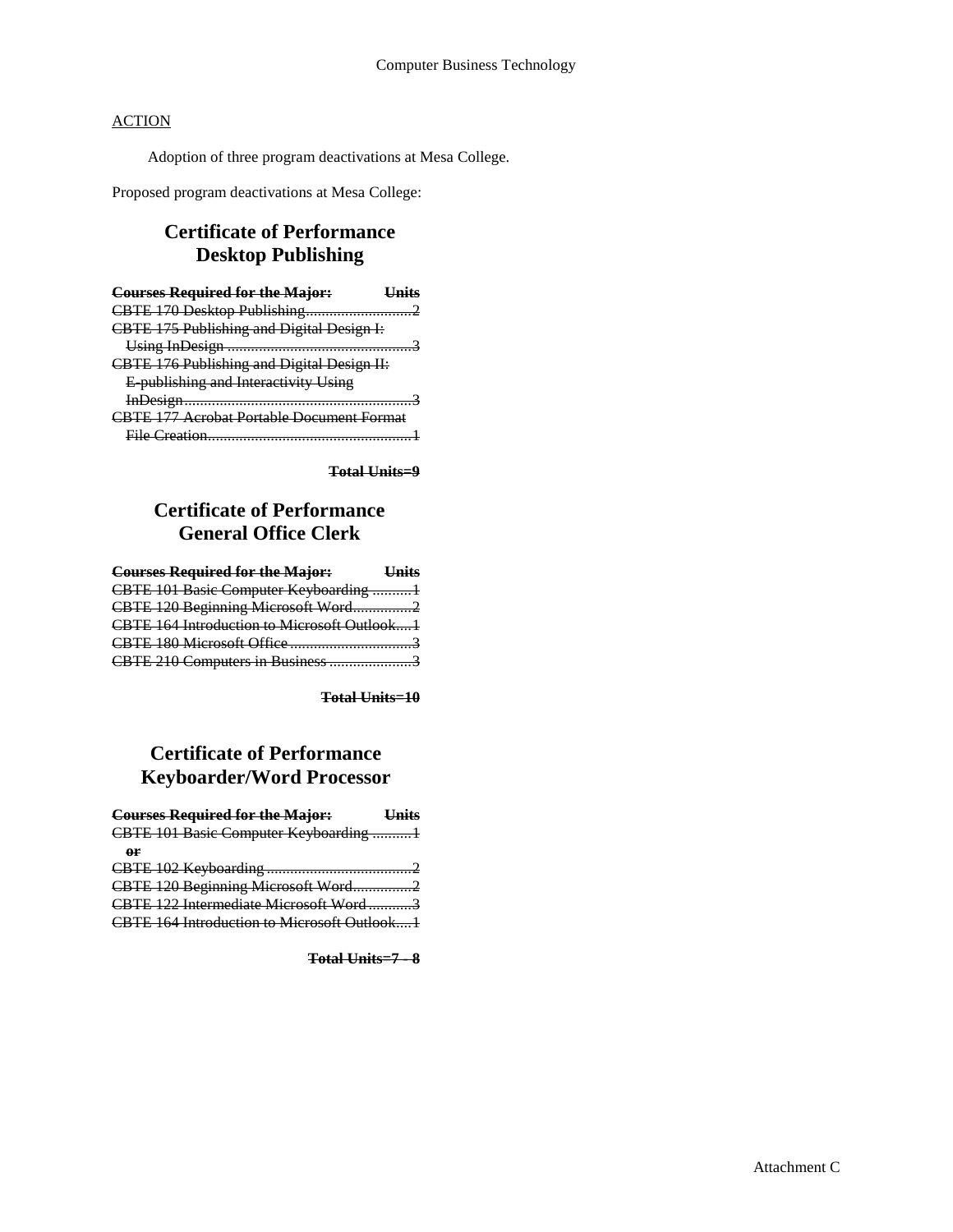Computer Business Technology

ACTION

Adoption of three program deactivations at Mesa College.

Proposed program deactivations at Mesa College:

## Certificate of Performance Desktop Publishing

| ~~**Courses Required for the Major:**~~ | ~~**Units**~~ |
|---|---|
| ~~CBTE 170 Desktop Publishing~~ | ~~2~~ |
| ~~CBTE 175 Publishing and Digital Design I: Using InDesign~~ | ~~3~~ |
| ~~CBTE 176 Publishing and Digital Design II: E-publishing and Interactivity Using InDesign~~ | ~~3~~ |
| ~~CBTE 177 Acrobat Portable Document Format File Creation~~ | ~~1~~ |

~~**Total Units=9**~~

## Certificate of Performance General Office Clerk

| ~~**Courses Required for the Major:**~~ | ~~**Units**~~ |
|---|---|
| ~~CBTE 101 Basic Computer Keyboarding~~ | ~~1~~ |
| ~~CBTE 120 Beginning Microsoft Word~~ | ~~2~~ |
| ~~CBTE 164 Introduction to Microsoft Outlook~~ | ~~1~~ |
| ~~CBTE 180 Microsoft Office~~ | ~~3~~ |
| ~~CBTE 210 Computers in Business~~ | ~~3~~ |

~~**Total Units=10**~~

## Certificate of Performance Keyboarder/Word Processor

| ~~**Courses Required for the Major:**~~ | ~~**Units**~~ |
|---|---|
| ~~CBTE 101 Basic Computer Keyboarding~~ | ~~1~~ |
| ~~**or**~~ | |
| ~~CBTE 102 Keyboarding~~ | ~~2~~ |
| ~~CBTE 120 Beginning Microsoft Word~~ | ~~2~~ |
| ~~CBTE 122 Intermediate Microsoft Word~~ | ~~3~~ |
| ~~CBTE 164 Introduction to Microsoft Outlook~~ | ~~1~~ |

~~**Total Units=7 - 8**~~

Attachment C